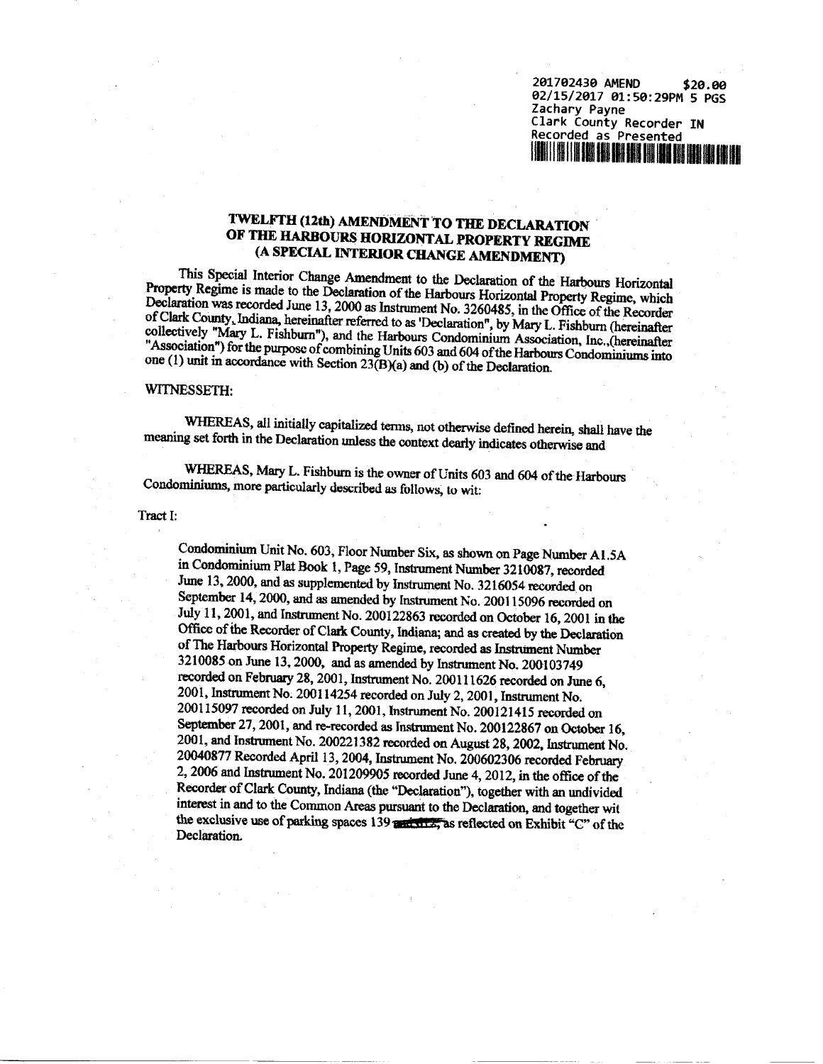201702430 AMEND $20.00
02/15/2017 01:50:29PM 5 PGS
Zachary Payne
Clark County Recorder IN
Recorded as Presented

# TWELFTH (12th) AMENDMENT TO THE DECLARATION OF THE HARBOURS HORIZONTAL PROPERTY REGIME (A SPECIAL INTERIOR CHANGE AMENDMENT)

This Special Interior Change Amendment to the Declaration of the Harbours Horizontal Property Regime is made to the Declaration of the Harbours Horizontal Property Regime, which Declaration was recorded June 13, 2000 as Instrument No. 3260485, in the Office of the Recorder of Clark County, Indiana, hereinafter referred to as 'Declaration", by Mary L. Fishburn (hereinafter collectively "Mary L. Fishburn"), and the Harbours Condominium Association, Inc.,(hereinafter "Association") for the purpose of combining Units 603 and 604 of the Harbours Condominiums into one (1) unit in accordance with Section 23(B)(a) and (b) of the Declaration.

WITNESSETH:

WHEREAS, all initially capitalized terms, not otherwise defined herein, shall have the meaning set forth in the Declaration unless the context dearly indicates otherwise and

WHEREAS, Mary L. Fishburn is the owner of Units 603 and 604 of the Harbours Condominiums, more particularly described as follows, to wit:

Tract I:

> Condominium Unit No. 603, Floor Number Six, as shown on Page Number A1.5A in Condominium Plat Book 1, Page 59, Instrument Number 3210087, recorded June 13, 2000, and as supplemented by Instrument No. 3216054 recorded on September 14, 2000, and as amended by Instrument No. 200115096 recorded on July 11, 2001, and Instrument No. 200122863 recorded on October 16, 2001 in the Office of the Recorder of Clark County, Indiana; and as created by the Declaration of The Harbours Horizontal Property Regime, recorded as Instrument Number 3210085 on June 13, 2000, and as amended by Instrument No. 200103749 recorded on February 28, 2001, Instrument No. 200111626 recorded on June 6, 2001, Instrument No. 200114254 recorded on July 2, 2001, Instrument No. 200115097 recorded on July 11, 2001, Instrument No. 200121415 recorded on September 27, 2001, and re-recorded as Instrument No. 200122867 on October 16, 2001, and Instrument No. 200221382 recorded on August 28, 2002, Instrument No. 20040877 Recorded April 13, 2004, Instrument No. 200602306 recorded February 2, 2006 and Instrument No. 201209905 recorded June 4, 2012, in the office of the Recorder of Clark County, Indiana (the "Declaration"), together with an undivided interest in and to the Common Areas pursuant to the Declaration, and together wit the exclusive use of parking spaces 139 ~~and 172~~, as reflected on Exhibit "C" of the Declaration.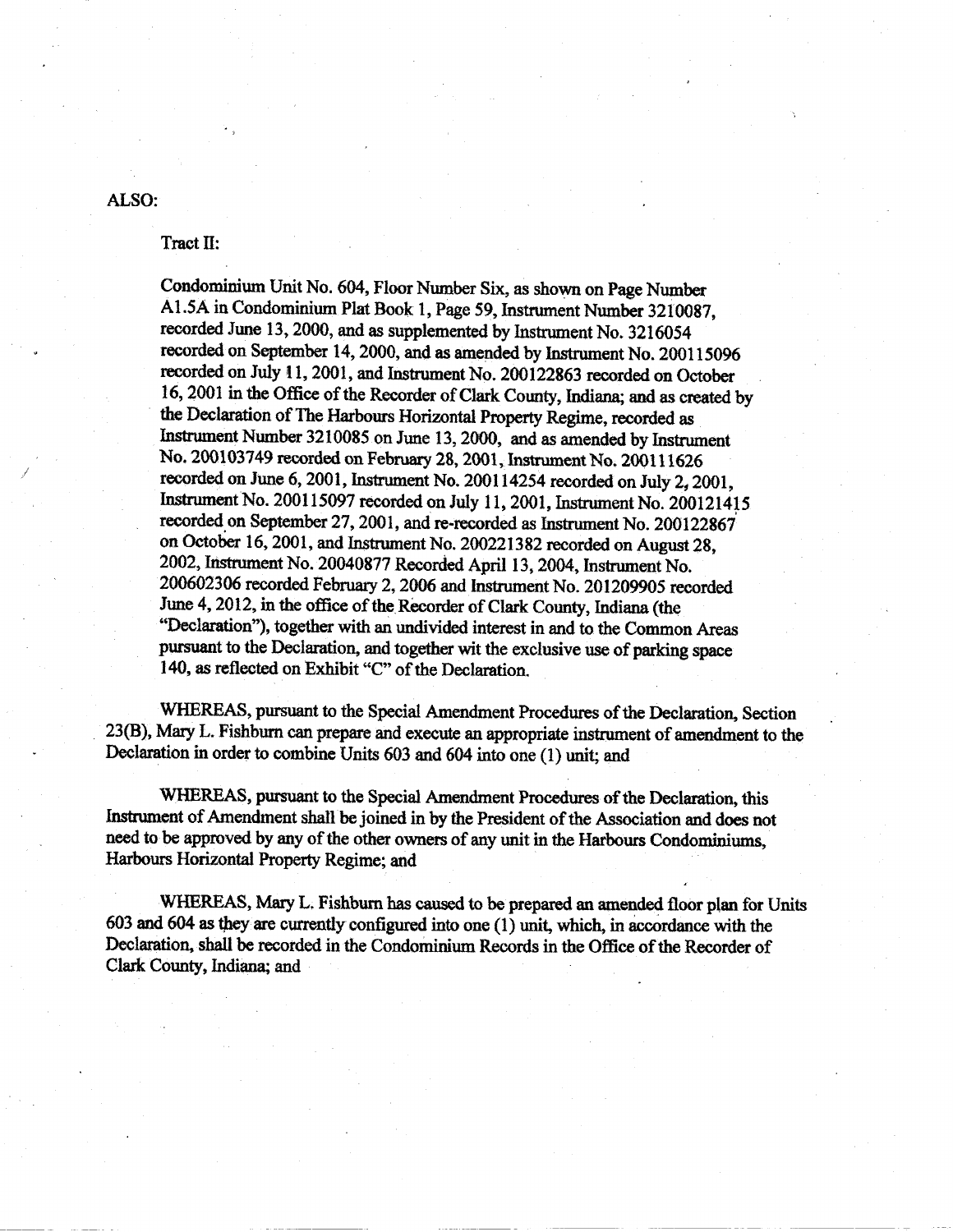ALSO:

Tract II:

Condominium Unit No. 604, Floor Number Six, as shown on Page Number A1.5A in Condominium Plat Book 1, Page 59, Instrument Number 3210087, recorded June 13, 2000, and as supplemented by Instrument No. 3216054 recorded on September 14, 2000, and as amended by Instrument No. 200115096 recorded on July 11, 2001, and Instrument No. 200122863 recorded on October 16, 2001 in the Office of the Recorder of Clark County, Indiana; and as created by the Declaration of The Harbours Horizontal Property Regime, recorded as Instrument Number 3210085 on June 13, 2000, and as amended by Instrument No. 200103749 recorded on February 28, 2001, Instrument No. 200111626 recorded on June 6, 2001, Instrument No. 200114254 recorded on July 2, 2001, Instrument No. 200115097 recorded on July 11, 2001, Instrument No. 200121415 recorded on September 27, 2001, and re-recorded as Instrument No. 200122867 on October 16, 2001, and Instrument No. 200221382 recorded on August 28, 2002, Instrument No. 20040877 Recorded April 13, 2004, Instrument No. 200602306 recorded February 2, 2006 and Instrument No. 201209905 recorded June 4, 2012, in the office of the Recorder of Clark County, Indiana (the "Declaration"), together with an undivided interest in and to the Common Areas pursuant to the Declaration, and together wit the exclusive use of parking space 140, as reflected on Exhibit "C" of the Declaration.

WHEREAS, pursuant to the Special Amendment Procedures of the Declaration, Section 23(B), Mary L. Fishburn can prepare and execute an appropriate instrument of amendment to the Declaration in order to combine Units 603 and 604 into one (1) unit; and

WHEREAS, pursuant to the Special Amendment Procedures of the Declaration, this Instrument of Amendment shall be joined in by the President of the Association and does not need to be approved by any of the other owners of any unit in the Harbours Condominiums, Harbours Horizontal Property Regime; and

WHEREAS, Mary L. Fishburn has caused to be prepared an amended floor plan for Units 603 and 604 as they are currently configured into one (1) unit, which, in accordance with the Declaration, shall be recorded in the Condominium Records in the Office of the Recorder of Clark County, Indiana; and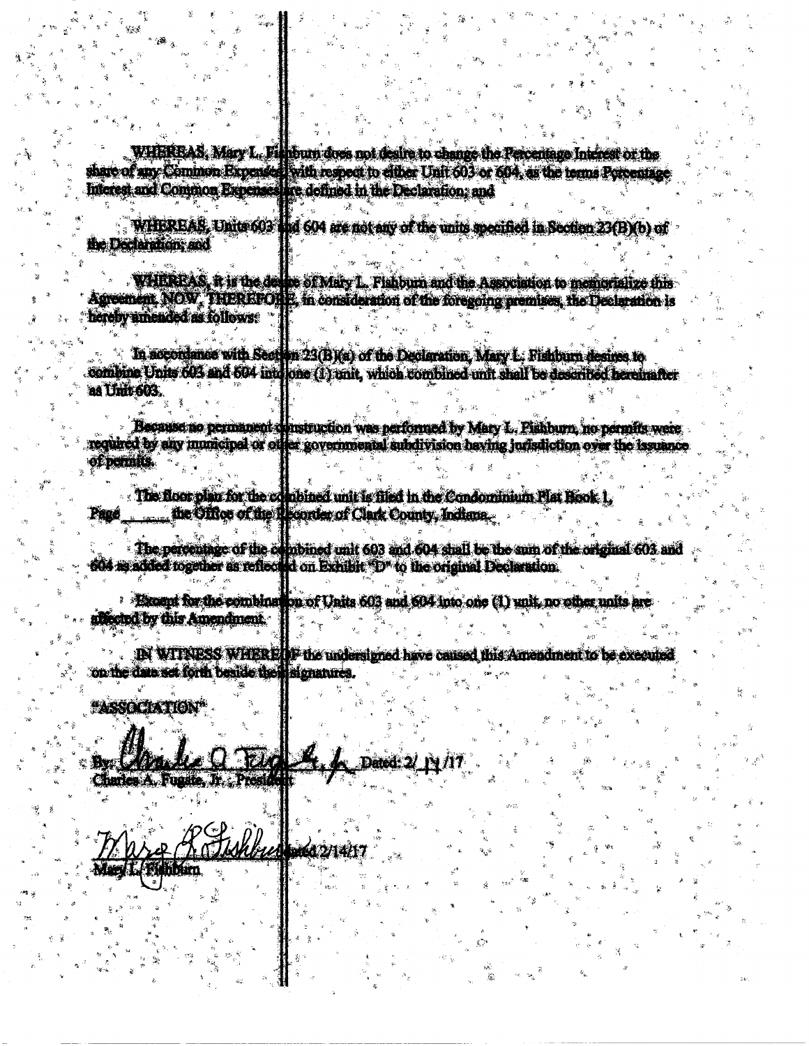WHEREAS, Mary L. Fishburn does not desire to change the Percentage Interest or the share of any Common Expenses with respect to either Unit 603 or 604, as the terms Percentage Interest and Common Expenses are defined in the Declaration; and

WHEREAS, Units 603 and 604 are not any of the units specified in Section 23(B)(b) of the Declaration; and

WHEREAS, it is the desire of Mary L. Fishburn and the Association to memorialize this Agreement. NOW, THEREFORE, in consideration of the foregoing premises, the Declaration is hereby amended as follows:

In accordance with Section 23(B)(a) of the Declaration, Mary L. Fishburn desires to combine Units 603 and 604 into one (1) unit, which combined unit shall be described hereinafter as Unit 603.

Because no permanent construction was performed by Mary L. Fishburn, no permits were required by any municipal or other governmental subdivision having jurisdiction over the issuance of permits.

The floor plan for the combined unit is filed in the Condominium Plat Book 1, Page ______ the Office of the Recorder of Clark County, Indiana.

The percentage of the combined unit 603 and 604 shall be the sum of the original 603 and 604 as added together as reflected on Exhibit "D" to the original Declaration.

Except for the combination of Units 603 and 604 into one (1) unit, no other units are affected by this Amendment.

IN WITNESS WHEREOF the undersigned have caused this Amendment to be executed on the date set forth beside their signatures.

"ASSOCIATION"

By: [signature] Dated: 2/14/17
Charles A. Fugate, Jr., President

[signature] Dated 2/14/17
Mary L. Fishburn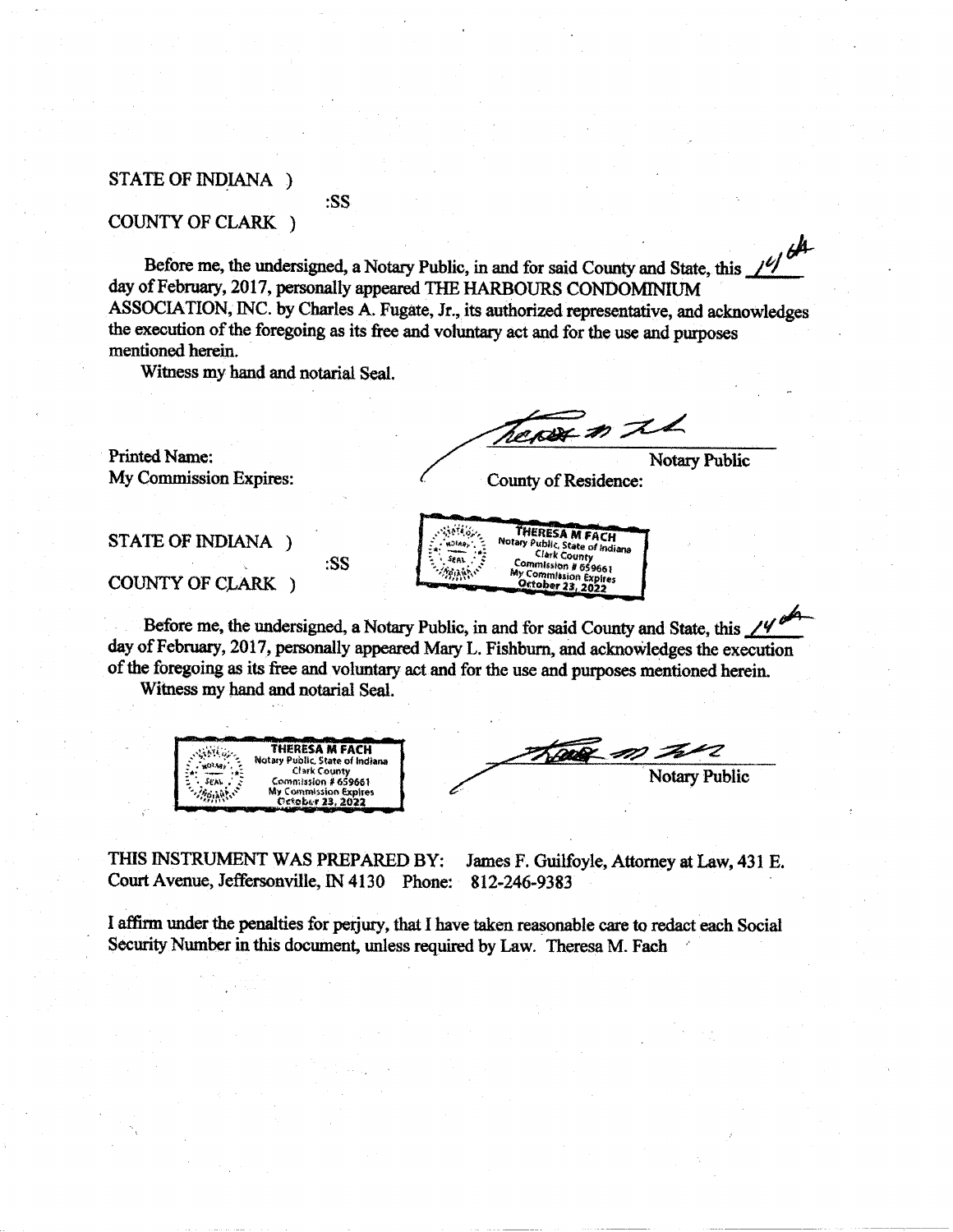STATE OF INDIANA )

:SS

COUNTY OF CLARK )

Before me, the undersigned, a Notary Public, in and for said County and State, this 14th day of February, 2017, personally appeared THE HARBOURS CONDOMINIUM ASSOCIATION, INC. by Charles A. Fugate, Jr., its authorized representative, and acknowledges the execution of the foregoing as its free and voluntary act and for the use and purposes mentioned herein.

Witness my hand and notarial Seal.

Notary Public

Printed Name:

My Commission Expires:

County of Residence:

THERESA M FACH
Notary Public, State of Indiana
Clark County
Commission # 659661
My Commission Expires
October 23, 2022

STATE OF INDIANA )

:SS

COUNTY OF CLARK )

Before me, the undersigned, a Notary Public, in and for said County and State, this 14th day of February, 2017, personally appeared Mary L. Fishburn, and acknowledges the execution of the foregoing as its free and voluntary act and for the use and purposes mentioned herein.

Witness my hand and notarial Seal.

THERESA M FACH
Notary Public, State of Indiana
Clark County
Commission # 659661
My Commission Expires
October 23, 2022

Notary Public

THIS INSTRUMENT WAS PREPARED BY: James F. Guilfoyle, Attorney at Law, 431 E. Court Avenue, Jeffersonville, IN 4130 Phone: 812-246-9383

I affirm under the penalties for perjury, that I have taken reasonable care to redact each Social Security Number in this document, unless required by Law. Theresa M. Fach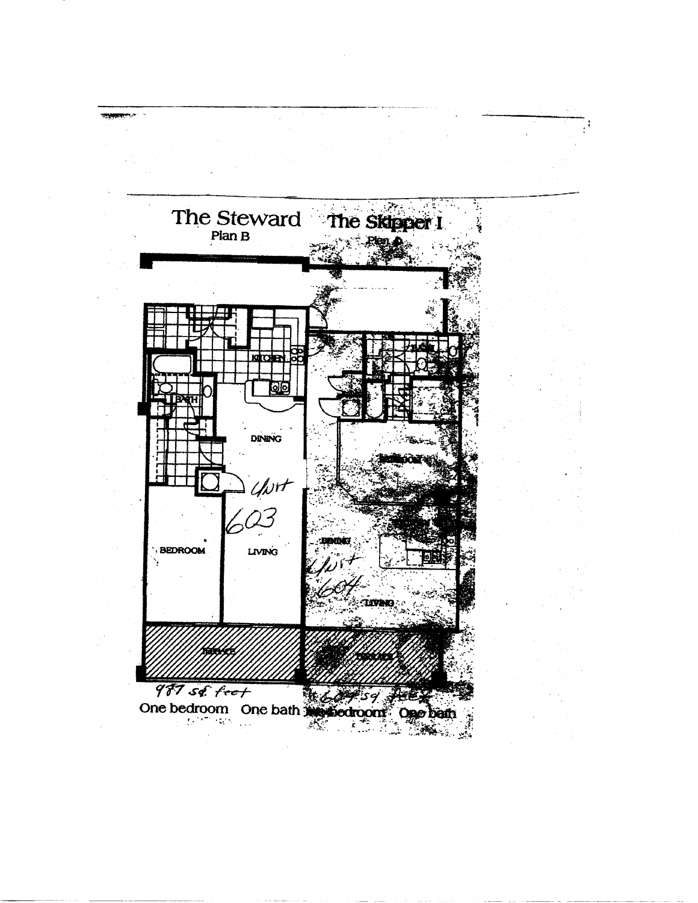# The Steward
Plan B

# The Skipper I
Plan A

KITCHEN

BATH

DINING

Unit 603

BEDROOM

LIVING

TERRACE

BATH

BEDROOM

DINING

Unit 604

LIVING

TERRACE

987 sq. feet

One bedroom One bath

604 sq feet

One bedroom One bath